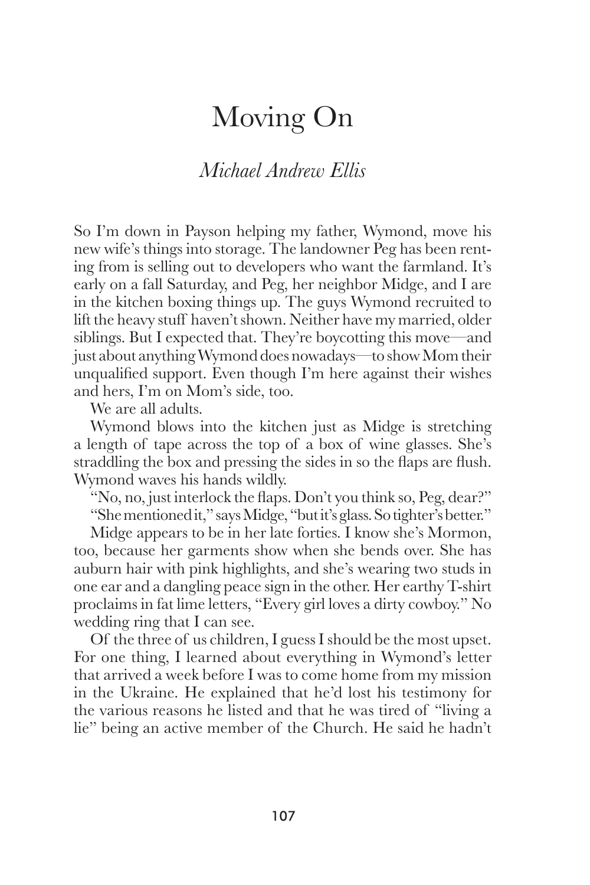# Moving On

## *Michael Andrew Ellis*

So I'm down in Payson helping my father, Wymond, move his new wife's things into storage. The landowner Peg has been renting from is selling out to developers who want the farmland. It's early on a fall Saturday, and Peg, her neighbor Midge, and I are in the kitchen boxing things up. The guys Wymond recruited to lift the heavy stuff haven't shown. Neither have my married, older siblings. But I expected that. They're boycotting this move—and just about anything Wymond does nowadays—to show Mom their unqualified support. Even though I'm here against their wishes and hers, I'm on Mom's side, too.

We are all adults.

Wymond blows into the kitchen just as Midge is stretching a length of tape across the top of a box of wine glasses. She's straddling the box and pressing the sides in so the flaps are flush. Wymond waves his hands wildly.

"No, no, just interlock the flaps. Don't you think so, Peg, dear?"

"She mentioned it," says Midge, "but it's glass. So tighter's better."

Midge appears to be in her late forties. I know she's Mormon, too, because her garments show when she bends over. She has auburn hair with pink highlights, and she's wearing two studs in one ear and a dangling peace sign in the other. Her earthy T-shirt proclaims in fat lime letters, "Every girl loves a dirty cowboy." No wedding ring that I can see.

Of the three of us children, I guess I should be the most upset. For one thing, I learned about everything in Wymond's letter that arrived a week before I was to come home from my mission in the Ukraine. He explained that he'd lost his testimony for the various reasons he listed and that he was tired of "living a lie" being an active member of the Church. He said he hadn't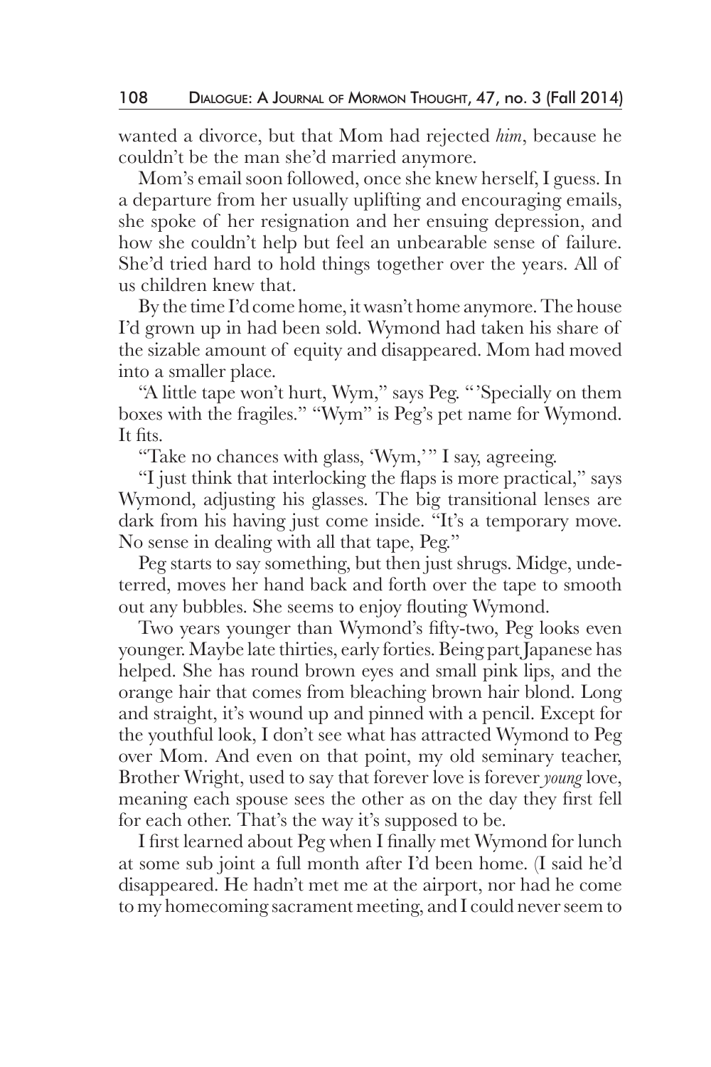wanted a divorce, but that Mom had rejected *him*, because he couldn't be the man she'd married anymore.

Mom's email soon followed, once she knew herself, I guess. In a departure from her usually uplifting and encouraging emails, she spoke of her resignation and her ensuing depression, and how she couldn't help but feel an unbearable sense of failure. She'd tried hard to hold things together over the years. All of us children knew that.

By the time I'd come home, it wasn't home anymore. The house I'd grown up in had been sold. Wymond had taken his share of the sizable amount of equity and disappeared. Mom had moved into a smaller place.

"A little tape won't hurt, Wym," says Peg. "'Specially on them boxes with the fragiles." "Wym" is Peg's pet name for Wymond. It fits.

"Take no chances with glass, 'Wym,'" I say, agreeing.

"I just think that interlocking the flaps is more practical," says Wymond, adjusting his glasses. The big transitional lenses are dark from his having just come inside. "It's a temporary move. No sense in dealing with all that tape, Peg."

Peg starts to say something, but then just shrugs. Midge, undeterred, moves her hand back and forth over the tape to smooth out any bubbles. She seems to enjoy flouting Wymond.

Two years younger than Wymond's fifty-two, Peg looks even younger. Maybe late thirties, early forties. Being part Japanese has helped. She has round brown eyes and small pink lips, and the orange hair that comes from bleaching brown hair blond. Long and straight, it's wound up and pinned with a pencil. Except for the youthful look, I don't see what has attracted Wymond to Peg over Mom. And even on that point, my old seminary teacher, Brother Wright, used to say that forever love is forever *young* love, meaning each spouse sees the other as on the day they first fell for each other. That's the way it's supposed to be.

I first learned about Peg when I finally met Wymond for lunch at some sub joint a full month after I'd been home. (I said he'd disappeared. He hadn't met me at the airport, nor had he come to my homecoming sacrament meeting, and I could never seem to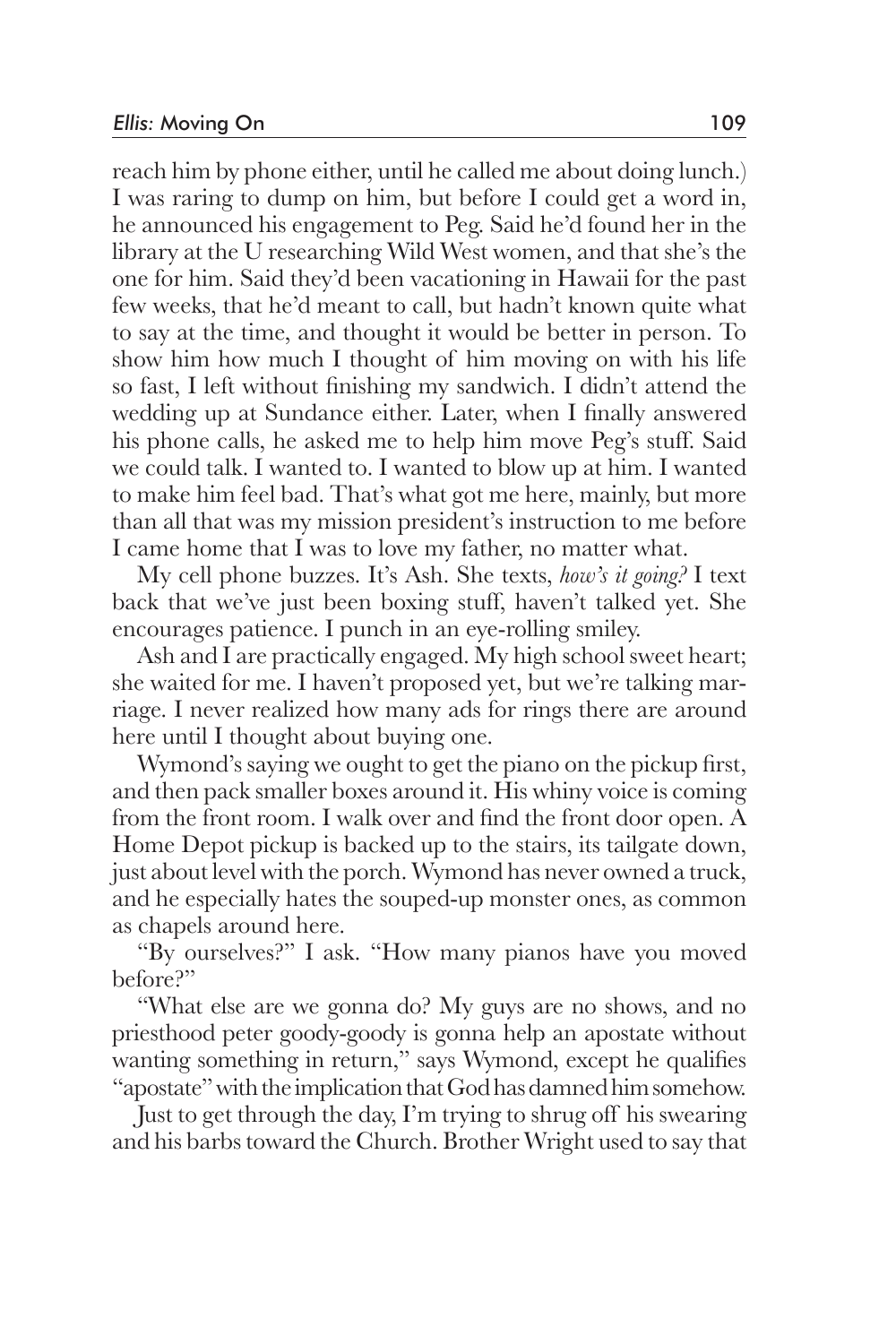reach him by phone either, until he called me about doing lunch.) I was raring to dump on him, but before I could get a word in, he announced his engagement to Peg. Said he'd found her in the library at the U researching Wild West women, and that she's the one for him. Said they'd been vacationing in Hawaii for the past few weeks, that he'd meant to call, but hadn't known quite what to say at the time, and thought it would be better in person. To show him how much I thought of him moving on with his life so fast, I left without finishing my sandwich. I didn't attend the wedding up at Sundance either. Later, when I finally answered his phone calls, he asked me to help him move Peg's stuff. Said we could talk. I wanted to. I wanted to blow up at him. I wanted to make him feel bad. That's what got me here, mainly, but more than all that was my mission president's instruction to me before I came home that I was to love my father, no matter what.

My cell phone buzzes. It's Ash. She texts, *how's it going?* I text back that we've just been boxing stuff, haven't talked yet. She encourages patience. I punch in an eye-rolling smiley.

Ash and I are practically engaged. My high school sweet heart; she waited for me. I haven't proposed yet, but we're talking marriage. I never realized how many ads for rings there are around here until I thought about buying one.

Wymond's saying we ought to get the piano on the pickup first, and then pack smaller boxes around it. His whiny voice is coming from the front room. I walk over and find the front door open. A Home Depot pickup is backed up to the stairs, its tailgate down, just about level with the porch. Wymond has never owned a truck, and he especially hates the souped-up monster ones, as common as chapels around here.

"By ourselves?" I ask. "How many pianos have you moved before?"

"What else are we gonna do? My guys are no shows, and no priesthood peter goody-goody is gonna help an apostate without wanting something in return," says Wymond, except he qualifies "apostate" with the implication that God has damned him somehow.

Just to get through the day, I'm trying to shrug off his swearing and his barbs toward the Church. Brother Wright used to say that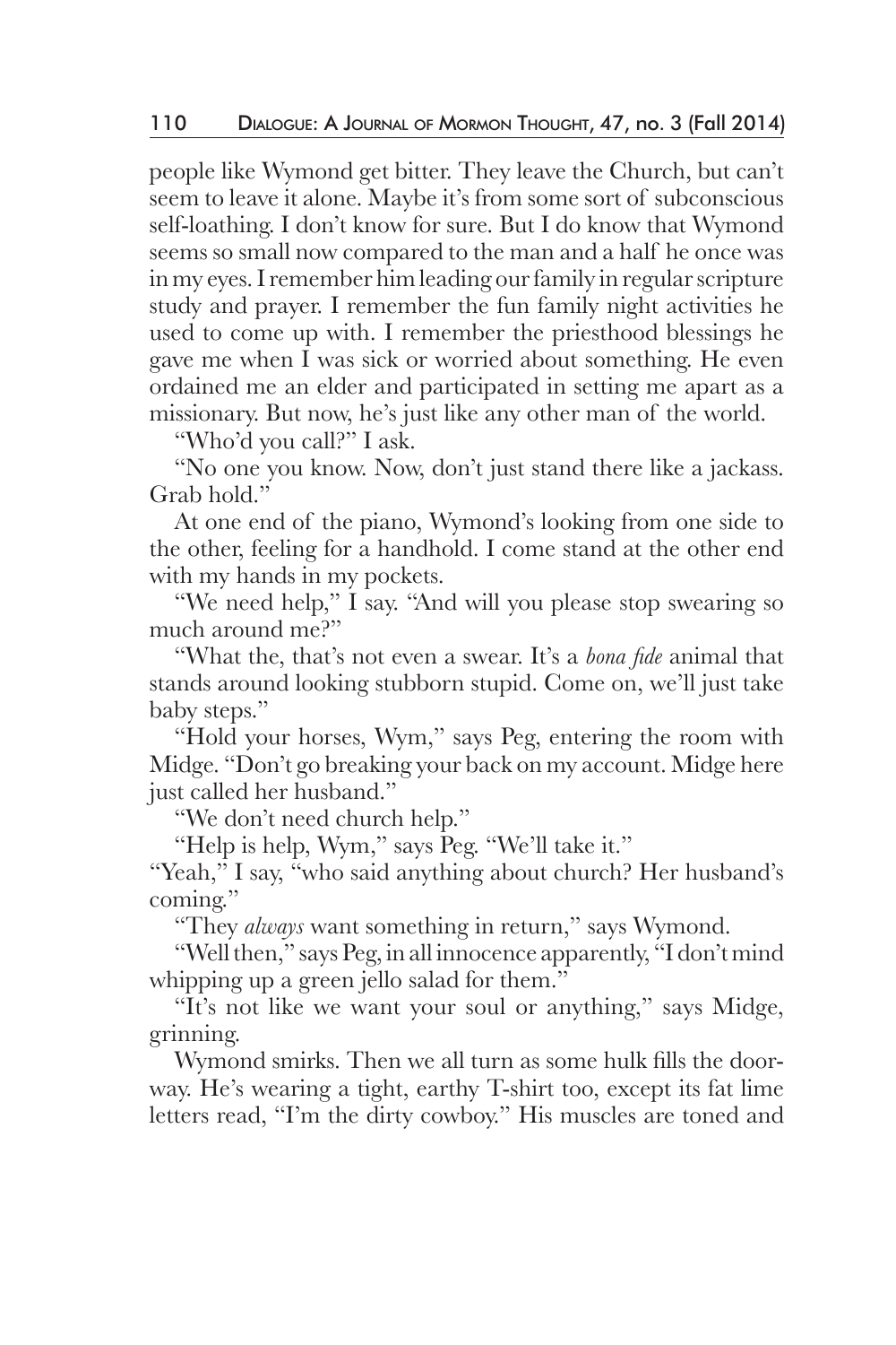people like Wymond get bitter. They leave the Church, but can't seem to leave it alone. Maybe it's from some sort of subconscious self-loathing. I don't know for sure. But I do know that Wymond seems so small now compared to the man and a half he once was in my eyes. I remember him leading our family in regular scripture study and prayer. I remember the fun family night activities he used to come up with. I remember the priesthood blessings he gave me when I was sick or worried about something. He even ordained me an elder and participated in setting me apart as a missionary. But now, he's just like any other man of the world.

"Who'd you call?" I ask.

"No one you know. Now, don't just stand there like a jackass. Grab hold."

At one end of the piano, Wymond's looking from one side to the other, feeling for a handhold. I come stand at the other end with my hands in my pockets.

"We need help," I say. "And will you please stop swearing so much around me?"

"What the, that's not even a swear. It's a *bona fide* animal that stands around looking stubborn stupid. Come on, we'll just take baby steps."

"Hold your horses, Wym," says Peg, entering the room with Midge. "Don't go breaking your back on my account. Midge here just called her husband."

"We don't need church help."

"Help is help, Wym," says Peg. "We'll take it."

"Yeah," I say, "who said anything about church? Her husband's coming."

"They *always* want something in return," says Wymond.

"Well then," says Peg, in all innocence apparently, "I don't mind whipping up a green jello salad for them."

"It's not like we want your soul or anything," says Midge, grinning.

Wymond smirks. Then we all turn as some hulk fills the doorway. He's wearing a tight, earthy T-shirt too, except its fat lime letters read, "I'm the dirty cowboy." His muscles are toned and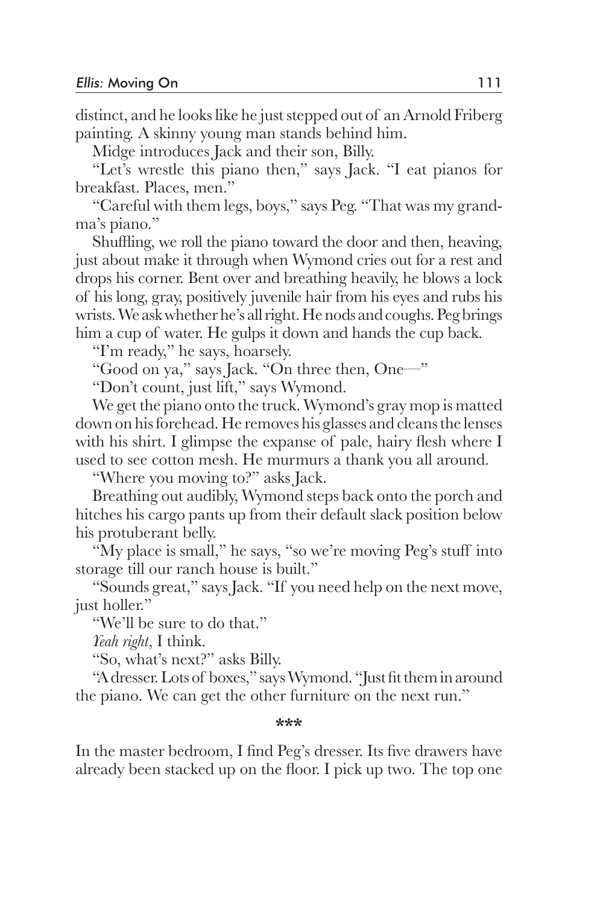distinct, and he looks like he just stepped out of an Arnold Friberg painting. A skinny young man stands behind him.

Midge introduces Jack and their son, Billy.

"Let's wrestle this piano then," says Jack. "I eat pianos for breakfast. Places, men."

"Careful with them legs, boys," says Peg. "That was my grandma's piano."

Shuffling, we roll the piano toward the door and then, heaving, just about make it through when Wymond cries out for a rest and drops his corner. Bent over and breathing heavily, he blows a lock of his long, gray, positively juvenile hair from his eyes and rubs his wrists. We ask whether he's all right. He nods and coughs. Peg brings him a cup of water. He gulps it down and hands the cup back.

"I'm ready," he says, hoarsely.

"Good on ya," says Jack. "On three then, One—"

"Don't count, just lift," says Wymond.

We get the piano onto the truck. Wymond's gray mop is matted down on his forehead. He removes his glasses and cleans the lenses with his shirt. I glimpse the expanse of pale, hairy flesh where I used to see cotton mesh. He murmurs a thank you all around.

"Where you moving to?" asks Jack.

Breathing out audibly, Wymond steps back onto the porch and hitches his cargo pants up from their default slack position below his protuberant belly.

"My place is small," he says, "so we're moving Peg's stuff into storage till our ranch house is built."

"Sounds great," says Jack. "If you need help on the next move, just holler."

"We'll be sure to do that."

*Yeah right*, I think.

"So, what's next?" asks Billy.

"A dresser. Lots of boxes," says Wymond. "Just fit them in around the piano. We can get the other furniture on the next run."

***

In the master bedroom, I find Peg's dresser. Its five drawers have already been stacked up on the floor. I pick up two. The top one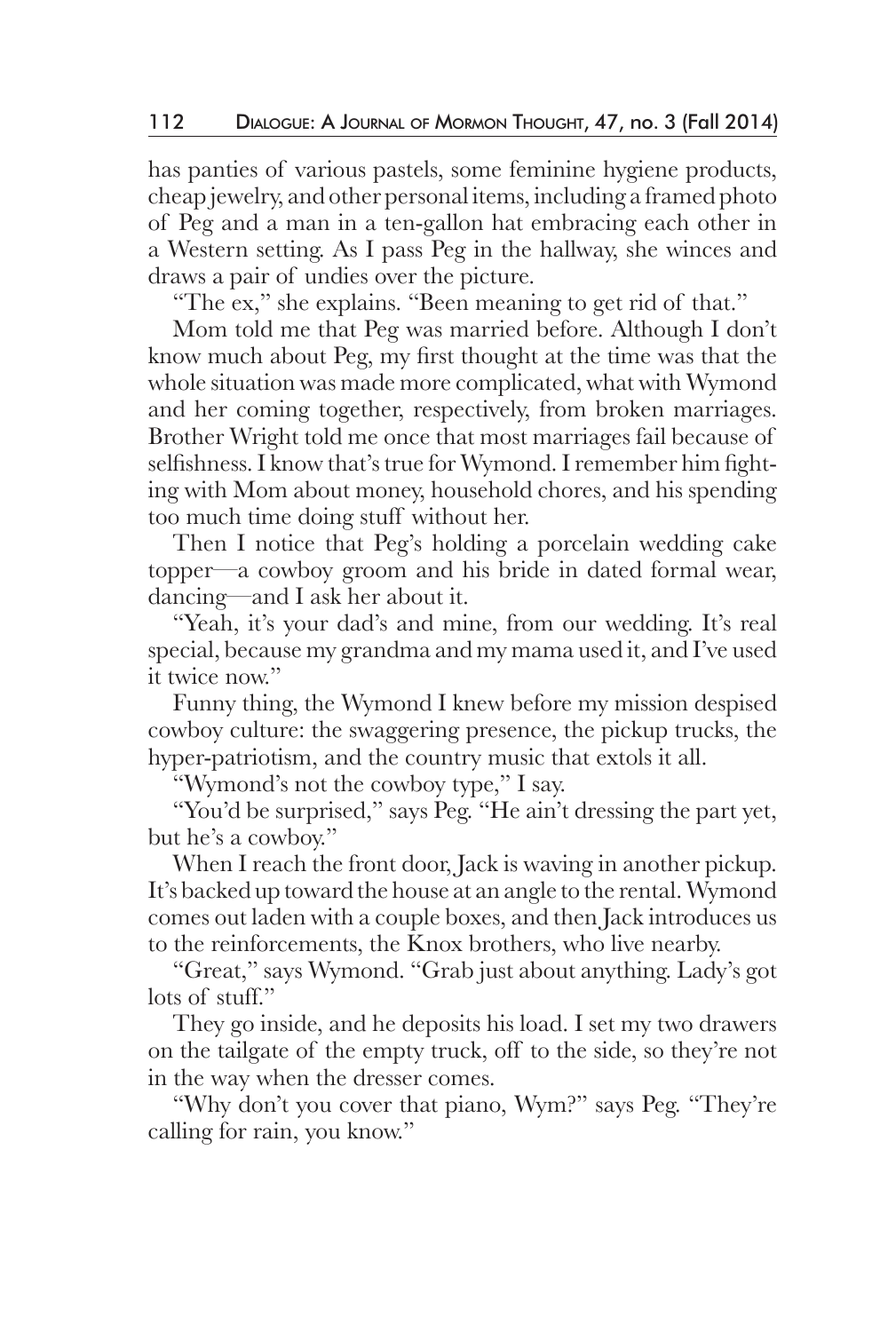has panties of various pastels, some feminine hygiene products, cheap jewelry, and other personal items, including a framed photo of Peg and a man in a ten-gallon hat embracing each other in a Western setting. As I pass Peg in the hallway, she winces and draws a pair of undies over the picture.

"The ex," she explains. "Been meaning to get rid of that."

Mom told me that Peg was married before. Although I don't know much about Peg, my first thought at the time was that the whole situation was made more complicated, what with Wymond and her coming together, respectively, from broken marriages. Brother Wright told me once that most marriages fail because of selfishness. I know that's true for Wymond. I remember him fighting with Mom about money, household chores, and his spending too much time doing stuff without her.

Then I notice that Peg's holding a porcelain wedding cake topper—a cowboy groom and his bride in dated formal wear, dancing—and I ask her about it.

"Yeah, it's your dad's and mine, from our wedding. It's real special, because my grandma and my mama used it, and I've used it twice now."

Funny thing, the Wymond I knew before my mission despised cowboy culture: the swaggering presence, the pickup trucks, the hyper-patriotism, and the country music that extols it all.

"Wymond's not the cowboy type," I say.

"You'd be surprised," says Peg. "He ain't dressing the part yet, but he's a cowboy."

When I reach the front door, Jack is waving in another pickup. It's backed up toward the house at an angle to the rental. Wymond comes out laden with a couple boxes, and then Jack introduces us to the reinforcements, the Knox brothers, who live nearby.

"Great," says Wymond. "Grab just about anything. Lady's got lots of stuff."

They go inside, and he deposits his load. I set my two drawers on the tailgate of the empty truck, off to the side, so they're not in the way when the dresser comes.

"Why don't you cover that piano, Wym?" says Peg. "They're calling for rain, you know."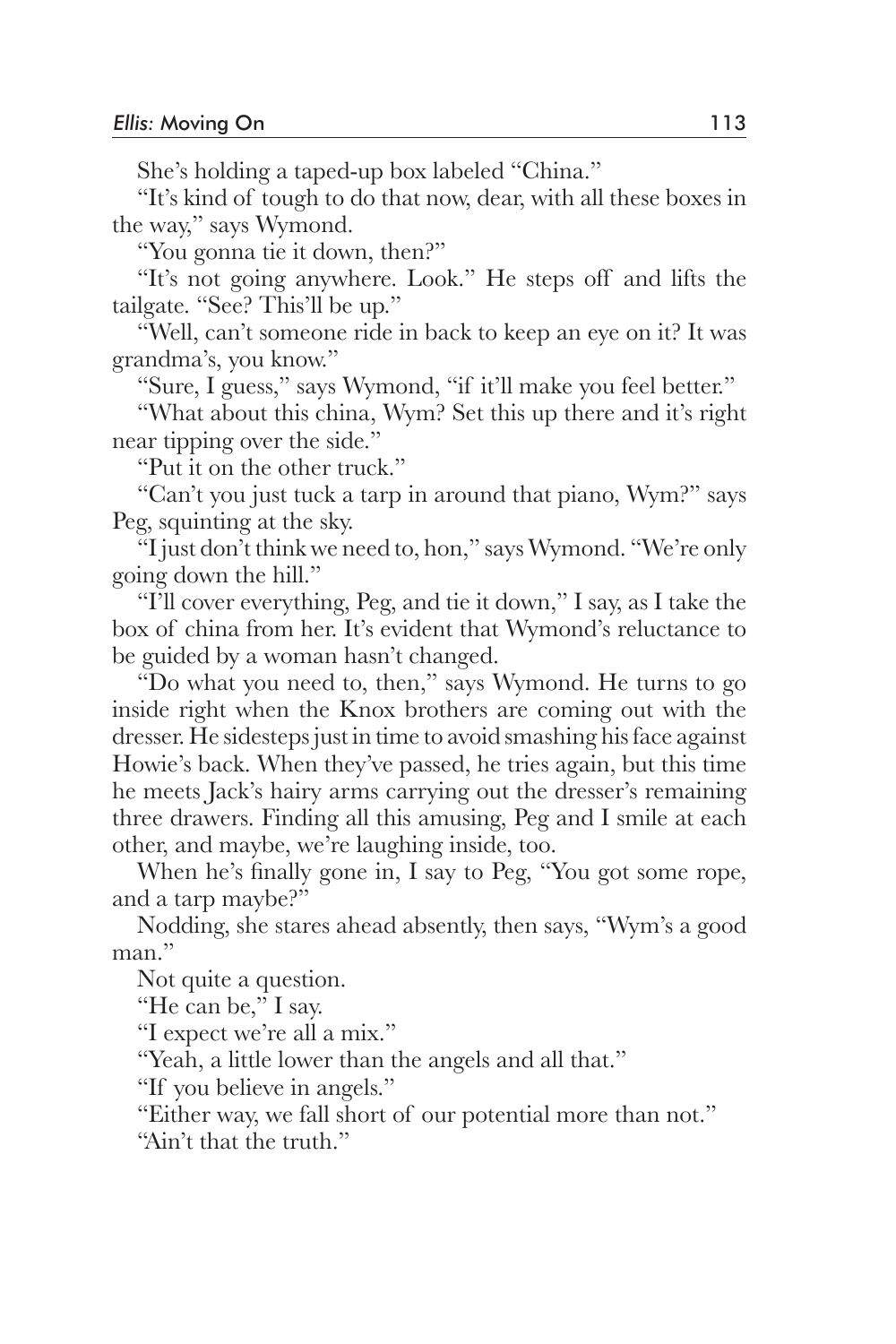She's holding a taped-up box labeled "China."

"It's kind of tough to do that now, dear, with all these boxes in the way," says Wymond.

"You gonna tie it down, then?"

"It's not going anywhere. Look." He steps off and lifts the tailgate. "See? This'll be up."

"Well, can't someone ride in back to keep an eye on it? It was grandma's, you know."

"Sure, I guess," says Wymond, "if it'll make you feel better."

"What about this china, Wym? Set this up there and it's right near tipping over the side."

"Put it on the other truck."

"Can't you just tuck a tarp in around that piano, Wym?" says Peg, squinting at the sky.

"I just don't think we need to, hon," says Wymond. "We're only going down the hill."

"I'll cover everything, Peg, and tie it down," I say, as I take the box of china from her. It's evident that Wymond's reluctance to be guided by a woman hasn't changed.

"Do what you need to, then," says Wymond. He turns to go inside right when the Knox brothers are coming out with the dresser. He sidesteps just in time to avoid smashing his face against Howie's back. When they've passed, he tries again, but this time he meets Jack's hairy arms carrying out the dresser's remaining three drawers. Finding all this amusing, Peg and I smile at each other, and maybe, we're laughing inside, too.

When he's finally gone in, I say to Peg, "You got some rope, and a tarp maybe?"

Nodding, she stares ahead absently, then says, "Wym's a good man."

Not quite a question.

"He can be," I say.

"I expect we're all a mix."

"Yeah, a little lower than the angels and all that."

"If you believe in angels."

"Either way, we fall short of our potential more than not."

"Ain't that the truth."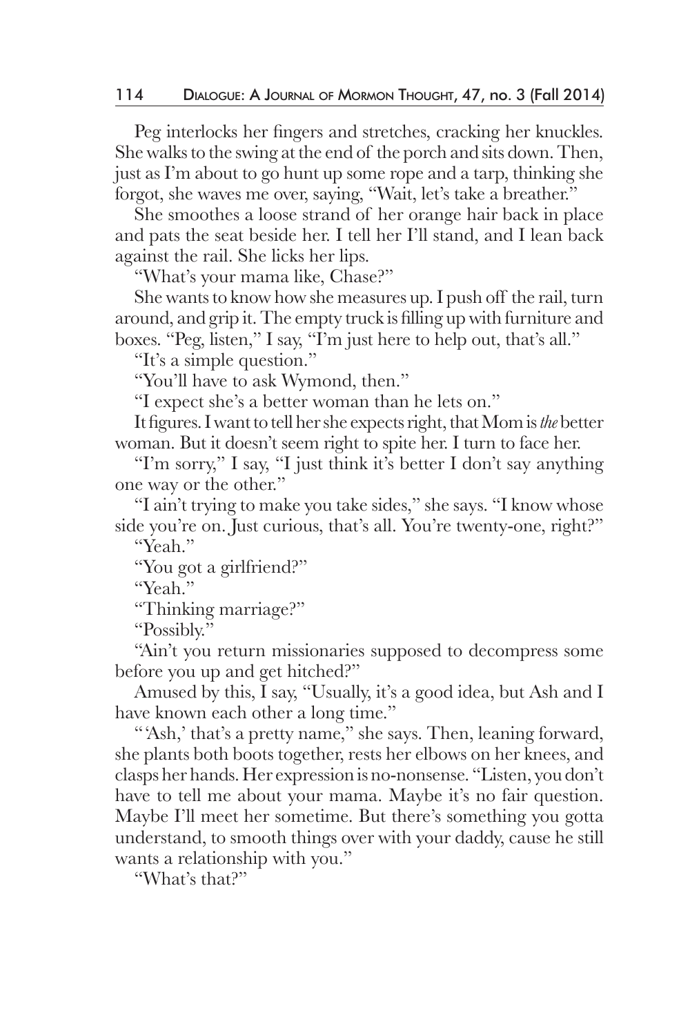Peg interlocks her fingers and stretches, cracking her knuckles. She walks to the swing at the end of the porch and sits down. Then, just as I'm about to go hunt up some rope and a tarp, thinking she forgot, she waves me over, saying, "Wait, let's take a breather."

She smoothes a loose strand of her orange hair back in place and pats the seat beside her. I tell her I'll stand, and I lean back against the rail. She licks her lips.

"What's your mama like, Chase?"

She wants to know how she measures up. I push off the rail, turn around, and grip it. The empty truck is filling up with furniture and boxes. "Peg, listen," I say, "I'm just here to help out, that's all."

"It's a simple question."

"You'll have to ask Wymond, then."

"I expect she's a better woman than he lets on."

It figures. I want to tell her she expects right, that Mom is *the* better woman. But it doesn't seem right to spite her. I turn to face her.

"I'm sorry," I say, "I just think it's better I don't say anything one way or the other."

"I ain't trying to make you take sides," she says. "I know whose side you're on. Just curious, that's all. You're twenty-one, right?"

"Yeah."

"You got a girlfriend?"

"Yeah."

"Thinking marriage?"

"Possibly."

"Ain't you return missionaries supposed to decompress some before you up and get hitched?"

Amused by this, I say, "Usually, it's a good idea, but Ash and I have known each other a long time."

"'Ash,' that's a pretty name," she says. Then, leaning forward, she plants both boots together, rests her elbows on her knees, and clasps her hands. Her expression is no-nonsense. "Listen, you don't have to tell me about your mama. Maybe it's no fair question. Maybe I'll meet her sometime. But there's something you gotta understand, to smooth things over with your daddy, cause he still wants a relationship with you."

"What's that?"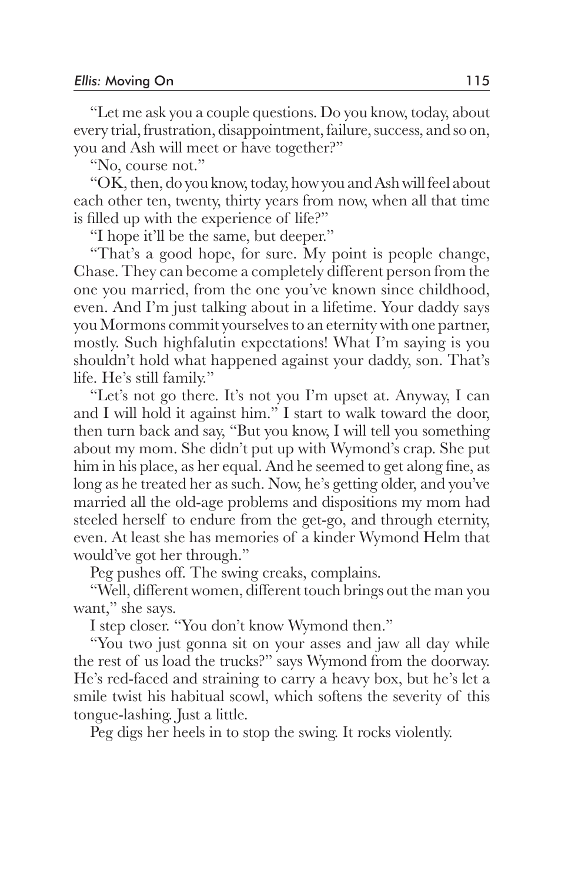"Let me ask you a couple questions. Do you know, today, about every trial, frustration, disappointment, failure, success, and so on, you and Ash will meet or have together?"

"No, course not."

"OK, then, do you know, today, how you and Ash will feel about each other ten, twenty, thirty years from now, when all that time is filled up with the experience of life?"

"I hope it'll be the same, but deeper."

"That's a good hope, for sure. My point is people change, Chase. They can become a completely different person from the one you married, from the one you've known since childhood, even. And I'm just talking about in a lifetime. Your daddy says you Mormons commit yourselves to an eternity with one partner, mostly. Such highfalutin expectations! What I'm saying is you shouldn't hold what happened against your daddy, son. That's life. He's still family."

"Let's not go there. It's not you I'm upset at. Anyway, I can and I will hold it against him." I start to walk toward the door, then turn back and say, "But you know, I will tell you something about my mom. She didn't put up with Wymond's crap. She put him in his place, as her equal. And he seemed to get along fine, as long as he treated her as such. Now, he's getting older, and you've married all the old-age problems and dispositions my mom had steeled herself to endure from the get-go, and through eternity, even. At least she has memories of a kinder Wymond Helm that would've got her through."

Peg pushes off. The swing creaks, complains.

"Well, different women, different touch brings out the man you want," she says.

I step closer. "You don't know Wymond then."

"You two just gonna sit on your asses and jaw all day while the rest of us load the trucks?" says Wymond from the doorway. He's red-faced and straining to carry a heavy box, but he's let a smile twist his habitual scowl, which softens the severity of this tongue-lashing. Just a little.

Peg digs her heels in to stop the swing. It rocks violently.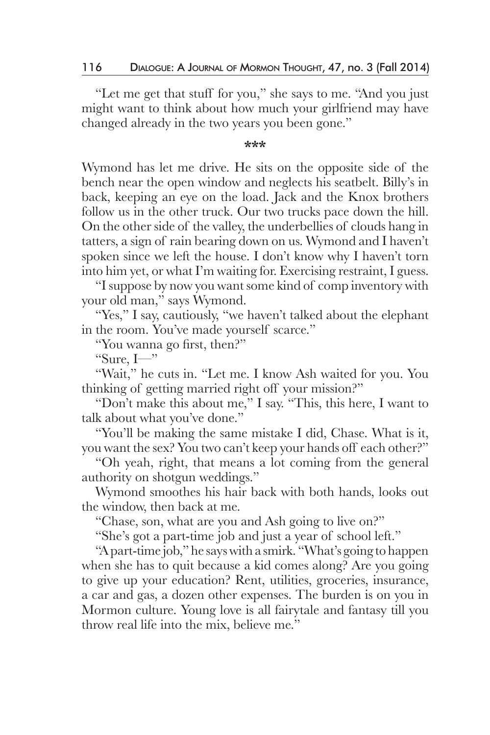"Let me get that stuff for you," she says to me. "And you just might want to think about how much your girlfriend may have changed already in the two years you been gone."

\*\*\*

Wymond has let me drive. He sits on the opposite side of the bench near the open window and neglects his seatbelt. Billy's in back, keeping an eye on the load. Jack and the Knox brothers follow us in the other truck. Our two trucks pace down the hill. On the other side of the valley, the underbellies of clouds hang in tatters, a sign of rain bearing down on us. Wymond and I haven't spoken since we left the house. I don't know why I haven't torn into him yet, or what I'm waiting for. Exercising restraint, I guess.

"I suppose by now you want some kind of comp inventory with your old man," says Wymond.

"Yes," I say, cautiously, "we haven't talked about the elephant in the room. You've made yourself scarce."

"You wanna go first, then?"

"Sure, I—"

"Wait," he cuts in. "Let me. I know Ash waited for you. You thinking of getting married right off your mission?"

"Don't make this about me," I say. "This, this here, I want to talk about what you've done."

"You'll be making the same mistake I did, Chase. What is it, you want the sex? You two can't keep your hands off each other?"

"Oh yeah, right, that means a lot coming from the general authority on shotgun weddings."

Wymond smoothes his hair back with both hands, looks out the window, then back at me.

"Chase, son, what are you and Ash going to live on?"

"She's got a part-time job and just a year of school left."

"A part-time job," he says with a smirk. "What's going to happen when she has to quit because a kid comes along? Are you going to give up your education? Rent, utilities, groceries, insurance, a car and gas, a dozen other expenses. The burden is on you in Mormon culture. Young love is all fairytale and fantasy till you throw real life into the mix, believe me."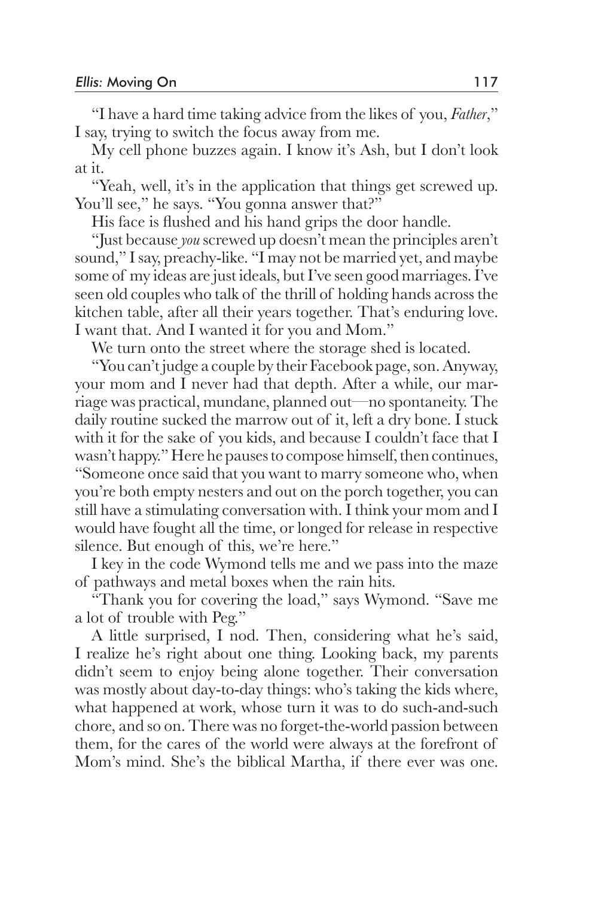"I have a hard time taking advice from the likes of you, *Father*," I say, trying to switch the focus away from me.

My cell phone buzzes again. I know it's Ash, but I don't look at it.

"Yeah, well, it's in the application that things get screwed up. You'll see," he says. "You gonna answer that?"

His face is flushed and his hand grips the door handle.

"Just because *you* screwed up doesn't mean the principles aren't sound," I say, preachy-like. "I may not be married yet, and maybe some of my ideas are just ideals, but I've seen good marriages. I've seen old couples who talk of the thrill of holding hands across the kitchen table, after all their years together. That's enduring love. I want that. And I wanted it for you and Mom."

We turn onto the street where the storage shed is located.

"You can't judge a couple by their Facebook page, son. Anyway, your mom and I never had that depth. After a while, our marriage was practical, mundane, planned out—no spontaneity. The daily routine sucked the marrow out of it, left a dry bone. I stuck with it for the sake of you kids, and because I couldn't face that I wasn't happy." Here he pauses to compose himself, then continues, "Someone once said that you want to marry someone who, when you're both empty nesters and out on the porch together, you can still have a stimulating conversation with. I think your mom and I would have fought all the time, or longed for release in respective silence. But enough of this, we're here."

I key in the code Wymond tells me and we pass into the maze of pathways and metal boxes when the rain hits.

"Thank you for covering the load," says Wymond. "Save me a lot of trouble with Peg."

A little surprised, I nod. Then, considering what he's said, I realize he's right about one thing. Looking back, my parents didn't seem to enjoy being alone together. Their conversation was mostly about day-to-day things: who's taking the kids where, what happened at work, whose turn it was to do such-and-such chore, and so on. There was no forget-the-world passion between them, for the cares of the world were always at the forefront of Mom's mind. She's the biblical Martha, if there ever was one.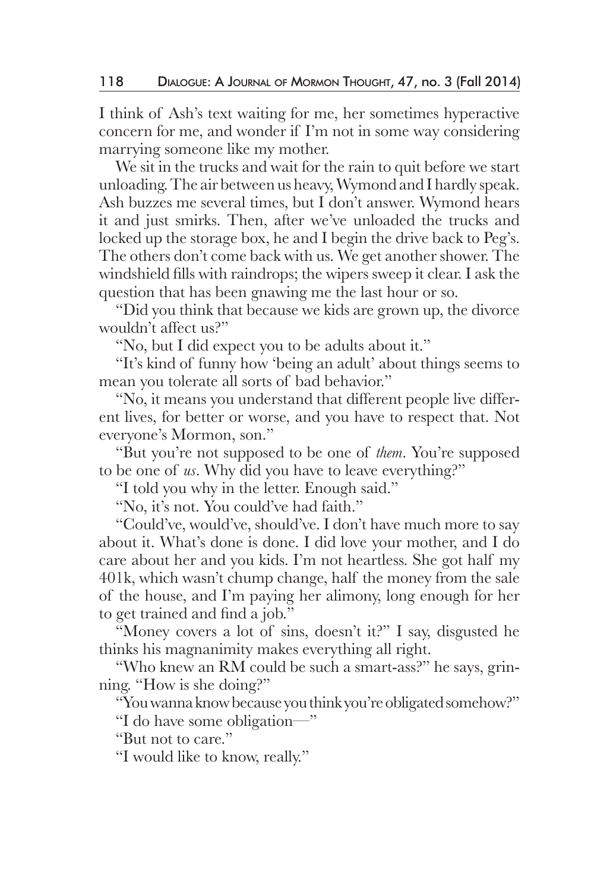I think of Ash's text waiting for me, her sometimes hyperactive concern for me, and wonder if I'm not in some way considering marrying someone like my mother.

We sit in the trucks and wait for the rain to quit before we start unloading. The air between us heavy, Wymond and I hardly speak. Ash buzzes me several times, but I don't answer. Wymond hears it and just smirks. Then, after we've unloaded the trucks and locked up the storage box, he and I begin the drive back to Peg's. The others don't come back with us. We get another shower. The windshield fills with raindrops; the wipers sweep it clear. I ask the question that has been gnawing me the last hour or so.

"Did you think that because we kids are grown up, the divorce wouldn't affect us?"

"No, but I did expect you to be adults about it."

"It's kind of funny how 'being an adult' about things seems to mean you tolerate all sorts of bad behavior."

"No, it means you understand that different people live different lives, for better or worse, and you have to respect that. Not everyone's Mormon, son."

"But you're not supposed to be one of *them*. You're supposed to be one of *us*. Why did you have to leave everything?"

"I told you why in the letter. Enough said."

"No, it's not. You could've had faith."

"Could've, would've, should've. I don't have much more to say about it. What's done is done. I did love your mother, and I do care about her and you kids. I'm not heartless. She got half my 401k, which wasn't chump change, half the money from the sale of the house, and I'm paying her alimony, long enough for her to get trained and find a job."

"Money covers a lot of sins, doesn't it?" I say, disgusted he thinks his magnanimity makes everything all right.

"Who knew an RM could be such a smart-ass?" he says, grinning. "How is she doing?"

"You wanna know because you think you're obligated somehow?"

"I do have some obligation—"

"But not to care."

"I would like to know, really."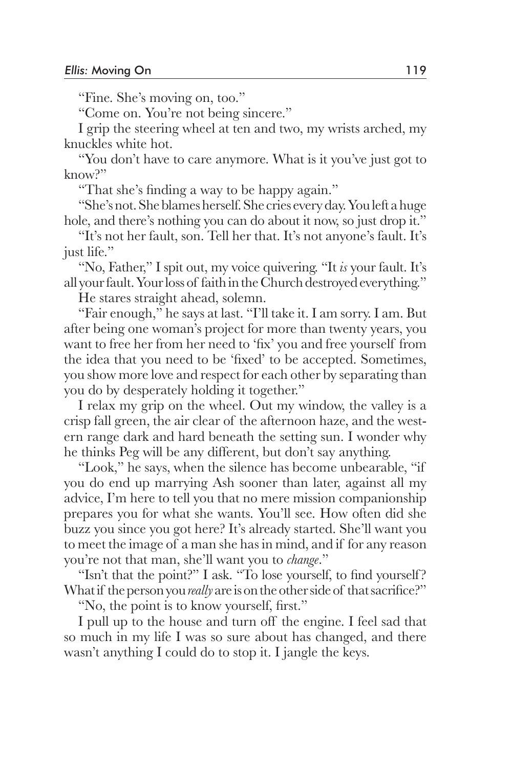"Fine. She's moving on, too."

"Come on. You're not being sincere."

I grip the steering wheel at ten and two, my wrists arched, my knuckles white hot.

"You don't have to care anymore. What is it you've just got to know?"

"That she's finding a way to be happy again."

"She's not. She blames herself. She cries every day. You left a huge hole, and there's nothing you can do about it now, so just drop it."

"It's not her fault, son. Tell her that. It's not anyone's fault. It's just life."

"No, Father," I spit out, my voice quivering. "It *is* your fault. It's all your fault. Your loss of faith in the Church destroyed everything."

He stares straight ahead, solemn.

"Fair enough," he says at last. "I'll take it. I am sorry. I am. But after being one woman's project for more than twenty years, you want to free her from her need to 'fix' you and free yourself from the idea that you need to be 'fixed' to be accepted. Sometimes, you show more love and respect for each other by separating than you do by desperately holding it together."

I relax my grip on the wheel. Out my window, the valley is a crisp fall green, the air clear of the afternoon haze, and the western range dark and hard beneath the setting sun. I wonder why he thinks Peg will be any different, but don't say anything.

"Look," he says, when the silence has become unbearable, "if you do end up marrying Ash sooner than later, against all my advice, I'm here to tell you that no mere mission companionship prepares you for what she wants. You'll see. How often did she buzz you since you got here? It's already started. She'll want you to meet the image of a man she has in mind, and if for any reason you're not that man, she'll want you to *change*."

"Isn't that the point?" I ask. "To lose yourself, to find yourself? What if the person you *really* are is on the other side of that sacrifice?"

"No, the point is to know yourself, first."

I pull up to the house and turn off the engine. I feel sad that so much in my life I was so sure about has changed, and there wasn't anything I could do to stop it. I jangle the keys.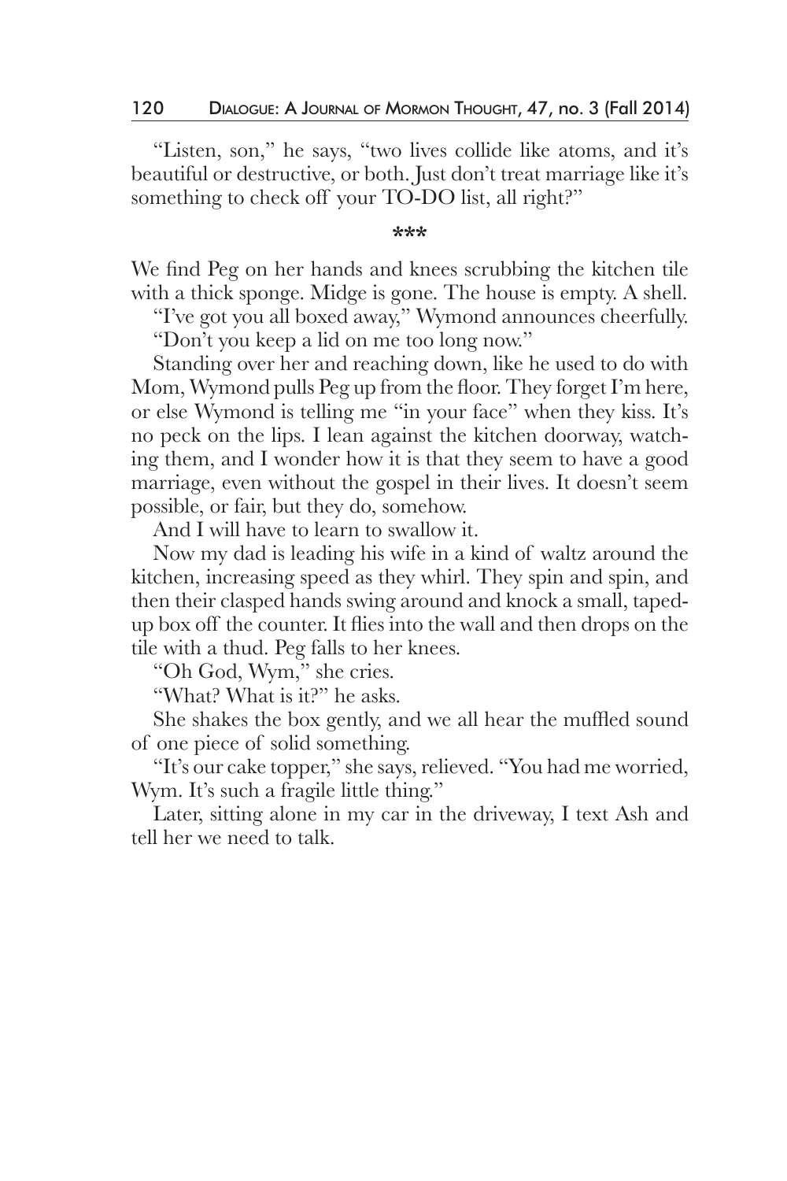"Listen, son," he says, "two lives collide like atoms, and it's beautiful or destructive, or both. Just don't treat marriage like it's something to check off your TO-DO list, all right?"

***

We find Peg on her hands and knees scrubbing the kitchen tile with a thick sponge. Midge is gone. The house is empty. A shell.

"I've got you all boxed away," Wymond announces cheerfully.

"Don't you keep a lid on me too long now."

Standing over her and reaching down, like he used to do with Mom, Wymond pulls Peg up from the floor. They forget I'm here, or else Wymond is telling me "in your face" when they kiss. It's no peck on the lips. I lean against the kitchen doorway, watching them, and I wonder how it is that they seem to have a good marriage, even without the gospel in their lives. It doesn't seem possible, or fair, but they do, somehow.

And I will have to learn to swallow it.

Now my dad is leading his wife in a kind of waltz around the kitchen, increasing speed as they whirl. They spin and spin, and then their clasped hands swing around and knock a small, taped-up box off the counter. It flies into the wall and then drops on the tile with a thud. Peg falls to her knees.

"Oh God, Wym," she cries.

"What? What is it?" he asks.

She shakes the box gently, and we all hear the muffled sound of one piece of solid something.

"It's our cake topper," she says, relieved. "You had me worried, Wym. It's such a fragile little thing."

Later, sitting alone in my car in the driveway, I text Ash and tell her we need to talk.